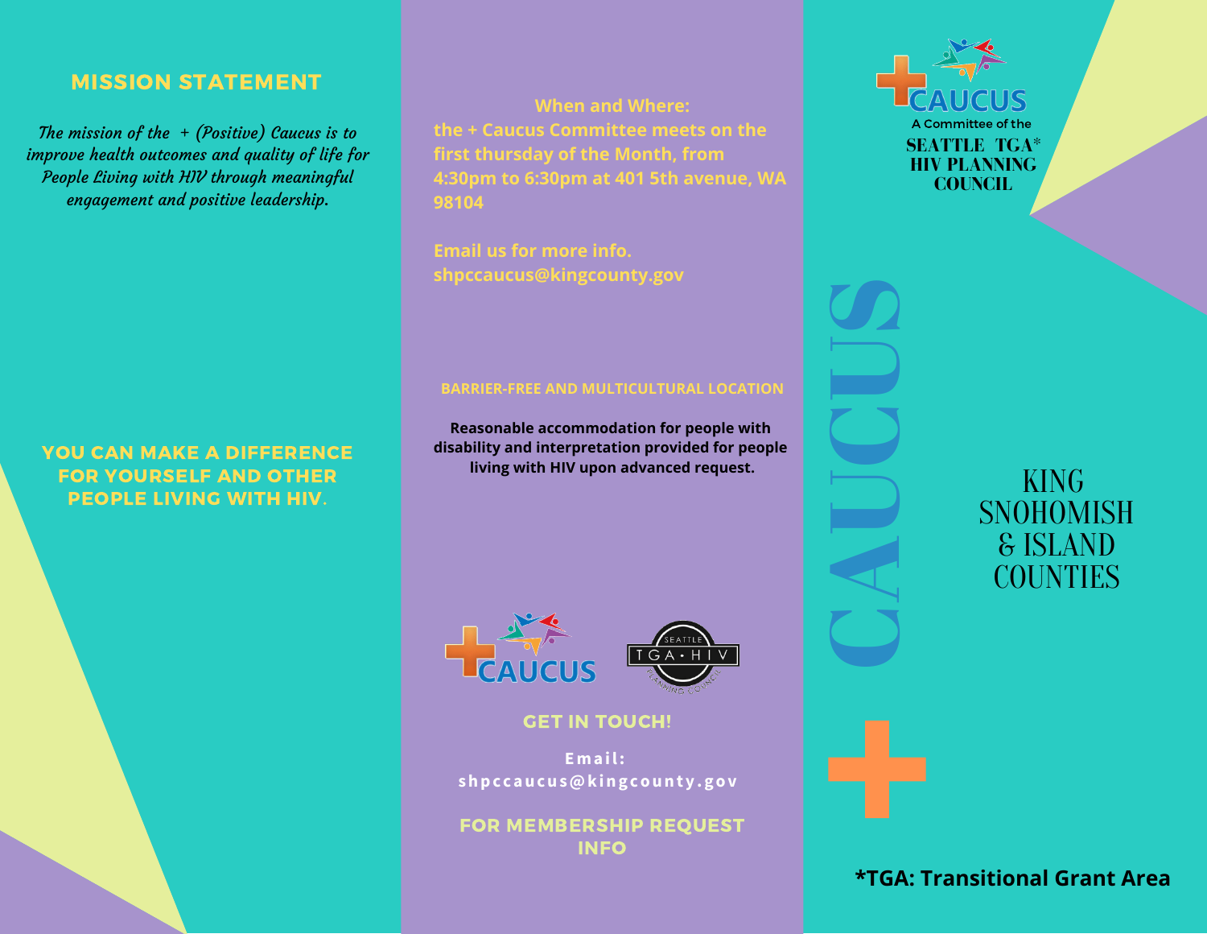## MISSION STATEMENT

*The mission of the + (Positive) Caucus is to improve health outcomes and quality of life for People Living with HIV through meaningful engagement and positive leadership.*

**YOU CAN MAKE A DIFFERENCE FOR YOURSELF AND OTHER PEOPLE LIVING WITH HIV.**

**When and Where:**
**the + Caucus Committee meets on the first thursday of the Month, from 4:30pm to 6:30pm at 401 5th avenue, WA 98104**

**Email us for more info.**
**shpccaucus@kingcounty.gov**

**BARRIER-FREE AND MULTICULTURAL LOCATION**

**Reasonable accommodation for people with disability and interpretation provided for people living with HIV upon advanced request.**

+CAUCUS

SEATTLE TGA • HIV PLANNING COUNCIL

**GET IN TOUCH!**

**Email:**
**shpccaucus@kingcounty.gov**

**FOR MEMBERSHIP REQUEST INFO**

+CAUCUS
A Committee of the
**SEATTLE TGA* HIV PLANNING COUNCIL**

# + CAUCUS

KING SNOHOMISH & ISLAND COUNTIES

***TGA: Transitional Grant Area**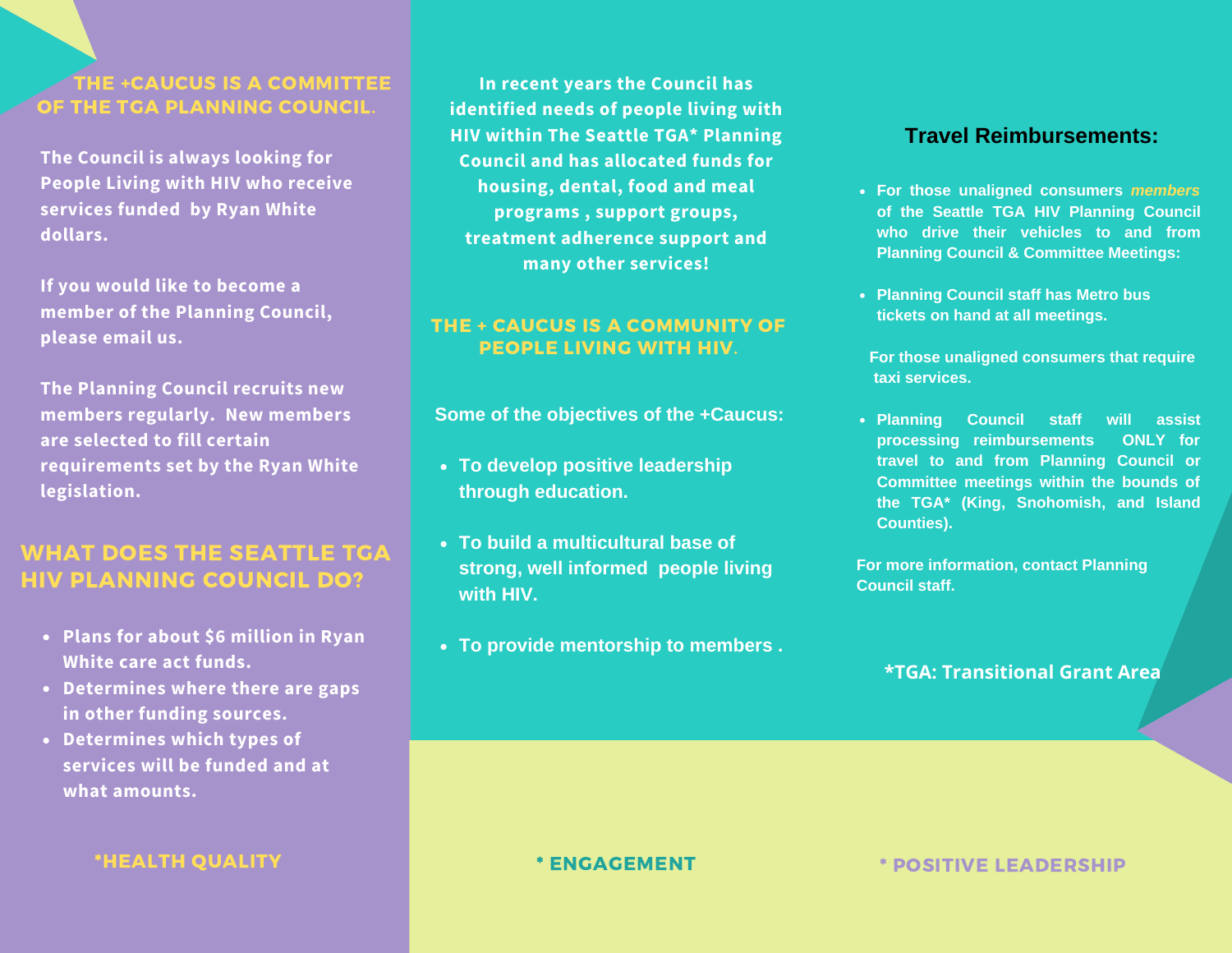## THE +CAUCUS IS A COMMITTEE OF THE TGA PLANNING COUNCIL.

**The Council is always looking for People Living with HIV who receive services funded by Ryan White dollars.**

**If you would like to become a member of the Planning Council, please email us.**

**The Planning Council recruits new members regularly. New members are selected to fill certain requirements set by the Ryan White legislation.**

## WHAT DOES THE SEATTLE TGA HIV PLANNING COUNCIL DO?

- **Plans for about $6 million in Ryan White care act funds.**
- **Determines where there are gaps in other funding sources.**
- **Determines which types of services will be funded and at what amounts.**

**In recent years the Council has identified needs of people living with HIV within The Seattle TGA* Planning Council and has allocated funds for housing, dental, food and meal programs , support groups, treatment adherence support and many other services!**

## THE + CAUCUS IS A COMMUNITY OF PEOPLE LIVING WITH HIV.

**Some of the objectives of the +Caucus:**

- **To develop positive leadership through education.**
- **To build a multicultural base of strong, well informed people living with HIV.**
- **To provide mentorship to members .**

## Travel Reimbursements:

- **For those unaligned consumers *members* of the Seattle TGA HIV Planning Council who drive their vehicles to and from Planning Council & Committee Meetings:**
- **Planning Council staff has Metro bus tickets on hand at all meetings.**

**For those unaligned consumers that require taxi services.**

- **Planning Council staff will assist processing reimbursements ONLY for travel to and from Planning Council or Committee meetings within the bounds of the TGA* (King, Snohomish, and Island Counties).**

**For more information, contact Planning Council staff.**

**\*TGA: Transitional Grant Area**

**\*HEALTH QUALITY**

**\* ENGAGEMENT**

**\* POSITIVE LEADERSHIP**